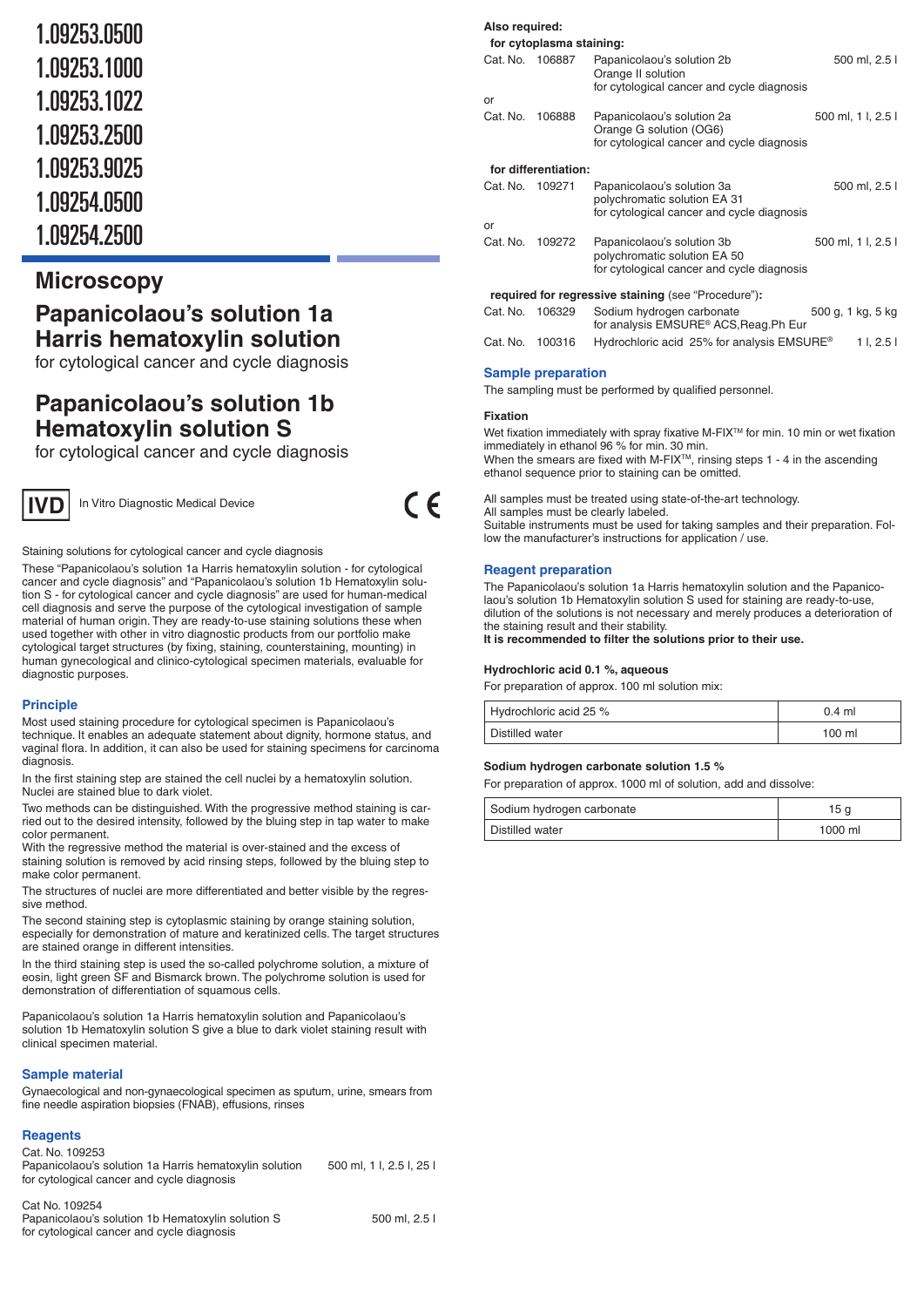1.09253.0500
1.09253.1000
1.09253.1022
1.09253.2500
1.09253.9025
1.09254.0500
1.09254.2500

# Microscopy

## Papanicolaou's solution 1a Harris hematoxylin solution

for cytological cancer and cycle diagnosis

## Papanicolaou's solution 1b Hematoxylin solution S

for cytological cancer and cycle diagnosis

IVD In Vitro Diagnostic Medical Device

CE

Staining solutions for cytological cancer and cycle diagnosis

These "Papanicolaou's solution 1a Harris hematoxylin solution - for cytological cancer and cycle diagnosis" and "Papanicolaou's solution 1b Hematoxylin solution S - for cytological cancer and cycle diagnosis" are used for human-medical cell diagnosis and serve the purpose of the cytological investigation of sample material of human origin. They are ready-to-use staining solutions these when used together with other in vitro diagnostic products from our portfolio make cytological target structures (by fixing, staining, counterstaining, mounting) in human gynecological and clinico-cytological specimen materials, evaluable for diagnostic purposes.

### Principle

Most used staining procedure for cytological specimen is Papanicolaou's technique. It enables an adequate statement about dignity, hormone status, and vaginal flora. In addition, it can also be used for staining specimens for carcinoma diagnosis.

In the first staining step are stained the cell nuclei by a hematoxylin solution. Nuclei are stained blue to dark violet.

Two methods can be distinguished. With the progressive method staining is carried out to the desired intensity, followed by the bluing step in tap water to make color permanent.

With the regressive method the material is over-stained and the excess of staining solution is removed by acid rinsing steps, followed by the bluing step to make color permanent.

The structures of nuclei are more differentiated and better visible by the regressive method.

The second staining step is cytoplasmic staining by orange staining solution, especially for demonstration of mature and keratinized cells. The target structures are stained orange in different intensities.

In the third staining step is used the so-called polychrome solution, a mixture of eosin, light green SF and Bismarck brown. The polychrome solution is used for demonstration of differentiation of squamous cells.

Papanicolaou's solution 1a Harris hematoxylin solution and Papanicolaou's solution 1b Hematoxylin solution S give a blue to dark violet staining result with clinical specimen material.

### Sample material

Gynaecological and non-gynaecological specimen as sputum, urine, smears from fine needle aspiration biopsies (FNAB), effusions, rinses

### Reagents

Cat. No. 109253
Papanicolaou's solution 1a Harris hematoxylin solution for cytological cancer and cycle diagnosis — 500 ml, 1 l, 2.5 l, 25 l

Cat No. 109254
Papanicolaou's solution 1b Hematoxylin solution S for cytological cancer and cycle diagnosis — 500 ml, 2.5 l

**Also required:**

**for cytoplasma staining:**

| | | | |
|---|---|---|---|
| Cat. No. | 106887 | Papanicolaou's solution 2b Orange II solution for cytological cancer and cycle diagnosis | 500 ml, 2.5 l |
| or | | | |
| Cat. No. | 106888 | Papanicolaou's solution 2a Orange G solution (OG6) for cytological cancer and cycle diagnosis | 500 ml, 1 l, 2.5 l |

**for differentiation:**

| | | | |
|---|---|---|---|
| Cat. No. | 109271 | Papanicolaou's solution 3a polychromatic solution EA 31 for cytological cancer and cycle diagnosis | 500 ml, 2.5 l |
| or | | | |
| Cat. No. | 109272 | Papanicolaou's solution 3b polychromatic solution EA 50 for cytological cancer and cycle diagnosis | 500 ml, 1 l, 2.5 l |

**required for regressive staining** (see "Procedure")**:**

| | | | |
|---|---|---|---|
| Cat. No. | 106329 | Sodium hydrogen carbonate for analysis EMSURE® ACS,Reag.Ph Eur | 500 g, 1 kg, 5 kg |
| Cat. No. | 100316 | Hydrochloric acid 25% for analysis EMSURE® | 1 l, 2.5 l |

### Sample preparation

The sampling must be performed by qualified personnel.

#### Fixation

Wet fixation immediately with spray fixative M-FIX™ for min. 10 min or wet fixation immediately in ethanol 96 % for min. 30 min.
When the smears are fixed with M-FIX™, rinsing steps 1 - 4 in the ascending ethanol sequence prior to staining can be omitted.

All samples must be treated using state-of-the-art technology.
All samples must be clearly labeled.
Suitable instruments must be used for taking samples and their preparation. Follow the manufacturer's instructions for application / use.

### Reagent preparation

The Papanicolaou's solution 1a Harris hematoxylin solution and the Papanicolaou's solution 1b Hematoxylin solution S used for staining are ready-to-use, dilution of the solutions is not necessary and merely produces a deterioration of the staining result and their stability.
**It is recommended to filter the solutions prior to their use.**

#### Hydrochloric acid 0.1 %, aqueous

For preparation of approx. 100 ml solution mix:

| | |
|---|---|
| Hydrochloric acid 25 % | 0.4 ml |
| Distilled water | 100 ml |

#### Sodium hydrogen carbonate solution 1.5 %

For preparation of approx. 1000 ml of solution, add and dissolve:

| | |
|---|---|
| Sodium hydrogen carbonate | 15 g |
| Distilled water | 1000 ml |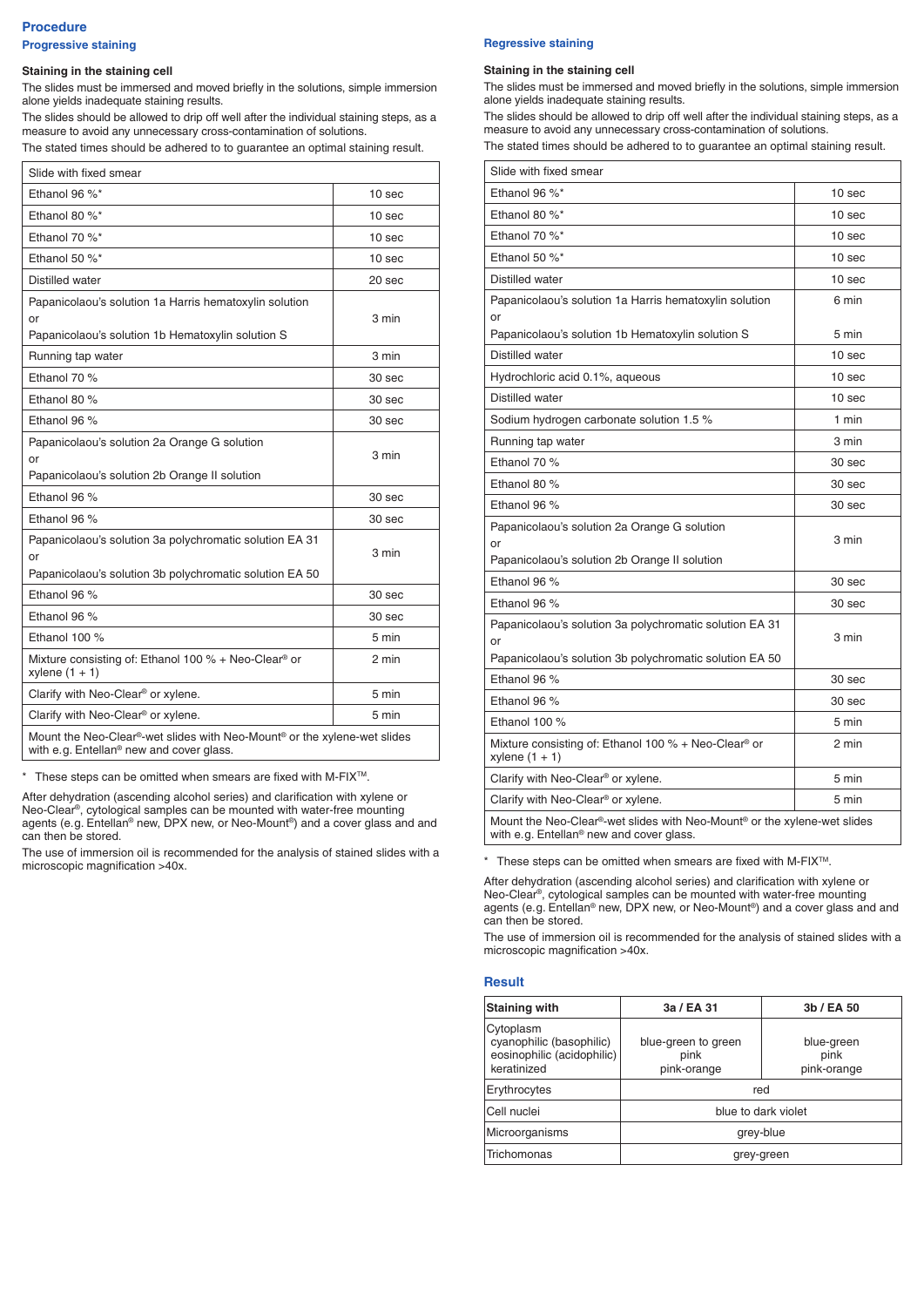## Procedure

### Progressive staining

**Staining in the staining cell**

The slides must be immersed and moved briefly in the solutions, simple immersion alone yields inadequate staining results.

The slides should be allowed to drip off well after the individual staining steps, as a measure to avoid any unnecessary cross-contamination of solutions.

The stated times should be adhered to to guarantee an optimal staining result.

| Slide with fixed smear | |
|---|---|
| Ethanol 96 %* | 10 sec |
| Ethanol 80 %* | 10 sec |
| Ethanol 70 %* | 10 sec |
| Ethanol 50 %* | 10 sec |
| Distilled water | 20 sec |
| Papanicolaou's solution 1a Harris hematoxylin solution or Papanicolaou's solution 1b Hematoxylin solution S | 3 min |
| Running tap water | 3 min |
| Ethanol 70 % | 30 sec |
| Ethanol 80 % | 30 sec |
| Ethanol 96 % | 30 sec |
| Papanicolaou's solution 2a Orange G solution or Papanicolaou's solution 2b Orange II solution | 3 min |
| Ethanol 96 % | 30 sec |
| Ethanol 96 % | 30 sec |
| Papanicolaou's solution 3a polychromatic solution EA 31 or Papanicolaou's solution 3b polychromatic solution EA 50 | 3 min |
| Ethanol 96 % | 30 sec |
| Ethanol 96 % | 30 sec |
| Ethanol 100 % | 5 min |
| Mixture consisting of: Ethanol 100 % + Neo-Clear® or xylene (1 + 1) | 2 min |
| Clarify with Neo-Clear® or xylene. | 5 min |
| Clarify with Neo-Clear® or xylene. | 5 min |
| Mount the Neo-Clear®-wet slides with Neo-Mount® or the xylene-wet slides with e.g. Entellan® new and cover glass. | |

\* These steps can be omitted when smears are fixed with M-FIX™.

After dehydration (ascending alcohol series) and clarification with xylene or Neo-Clear®, cytological samples can be mounted with water-free mounting agents (e.g. Entellan® new, DPX new, or Neo-Mount®) and a cover glass and and can then be stored.

The use of immersion oil is recommended for the analysis of stained slides with a microscopic magnification >40x.

### Regressive staining

**Staining in the staining cell**

The slides must be immersed and moved briefly in the solutions, simple immersion alone yields inadequate staining results.

The slides should be allowed to drip off well after the individual staining steps, as a measure to avoid any unnecessary cross-contamination of solutions.

The stated times should be adhered to to guarantee an optimal staining result.

| Slide with fixed smear | |
|---|---|
| Ethanol 96 %* | 10 sec |
| Ethanol 80 %* | 10 sec |
| Ethanol 70 %* | 10 sec |
| Ethanol 50 %* | 10 sec |
| Distilled water | 10 sec |
| Papanicolaou's solution 1a Harris hematoxylin solution or Papanicolaou's solution 1b Hematoxylin solution S | 6 min / 5 min |
| Distilled water | 10 sec |
| Hydrochloric acid 0.1%, aqueous | 10 sec |
| Distilled water | 10 sec |
| Sodium hydrogen carbonate solution 1.5 % | 1 min |
| Running tap water | 3 min |
| Ethanol 70 % | 30 sec |
| Ethanol 80 % | 30 sec |
| Ethanol 96 % | 30 sec |
| Papanicolaou's solution 2a Orange G solution or Papanicolaou's solution 2b Orange II solution | 3 min |
| Ethanol 96 % | 30 sec |
| Ethanol 96 % | 30 sec |
| Papanicolaou's solution 3a polychromatic solution EA 31 or Papanicolaou's solution 3b polychromatic solution EA 50 | 3 min |
| Ethanol 96 % | 30 sec |
| Ethanol 96 % | 30 sec |
| Ethanol 100 % | 5 min |
| Mixture consisting of: Ethanol 100 % + Neo-Clear® or xylene (1 + 1) | 2 min |
| Clarify with Neo-Clear® or xylene. | 5 min |
| Clarify with Neo-Clear® or xylene. | 5 min |
| Mount the Neo-Clear®-wet slides with Neo-Mount® or the xylene-wet slides with e.g. Entellan® new and cover glass. | |

\* These steps can be omitted when smears are fixed with M-FIX™.

After dehydration (ascending alcohol series) and clarification with xylene or Neo-Clear®, cytological samples can be mounted with water-free mounting agents (e.g. Entellan® new, DPX new, or Neo-Mount®) and a cover glass and and can then be stored.

The use of immersion oil is recommended for the analysis of stained slides with a microscopic magnification >40x.

## Result

| Staining with | 3a / EA 31 | 3b / EA 50 |
|---|---|---|
| Cytoplasm | | |
| cyanophilic (basophilic) | blue-green to green | blue-green |
| eosinophilic (acidophilic) | pink | pink |
| keratinized | pink-orange | pink-orange |
| Erythrocytes | red | red |
| Cell nuclei | blue to dark violet | blue to dark violet |
| Microorganisms | grey-blue | grey-blue |
| Trichomonas | grey-green | grey-green |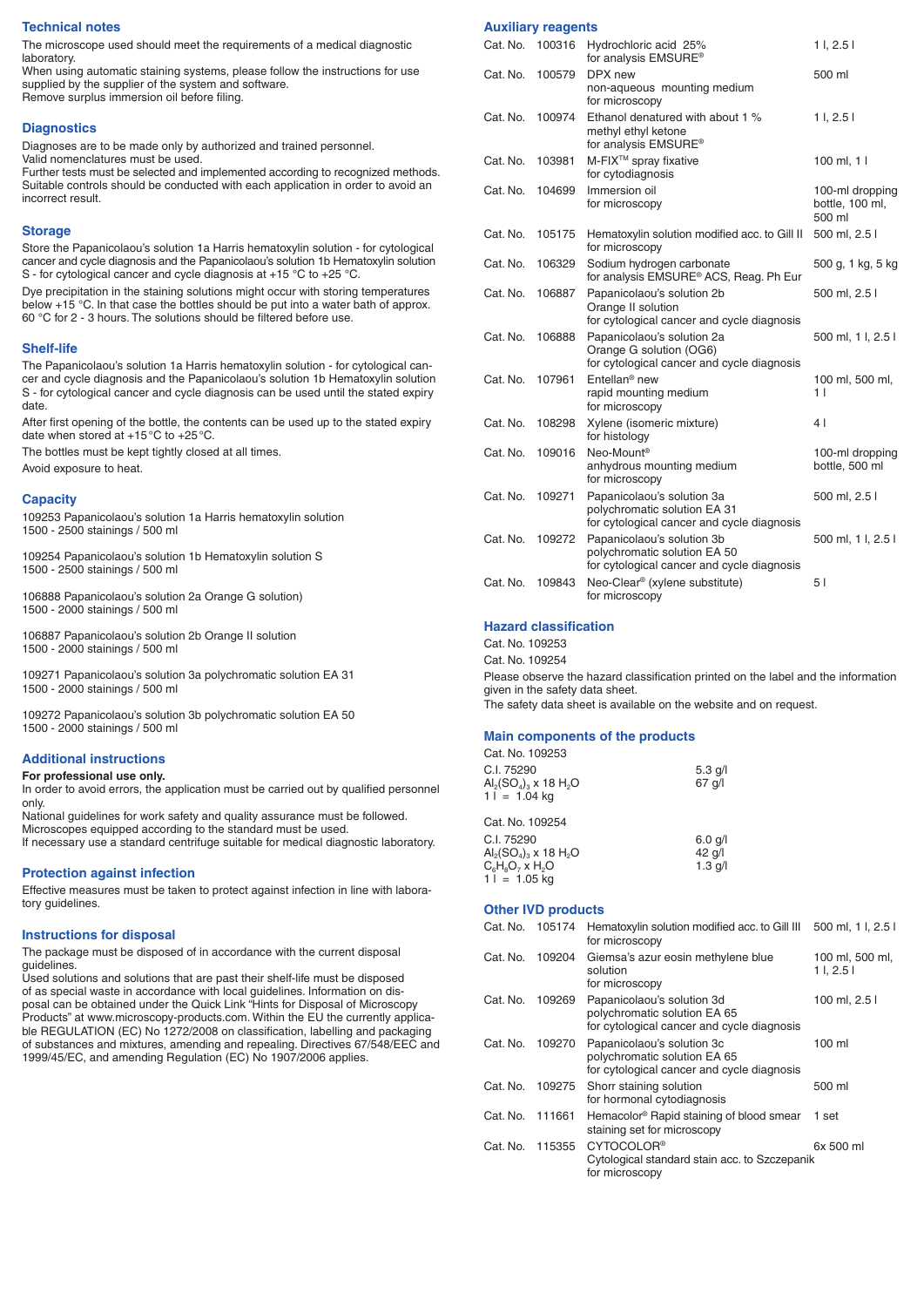## Technical notes

The microscope used should meet the requirements of a medical diagnostic laboratory.
When using automatic staining systems, please follow the instructions for use supplied by the supplier of the system and software.
Remove surplus immersion oil before filing.

## Diagnostics

Diagnoses are to be made only by authorized and trained personnel.
Valid nomenclatures must be used.
Further tests must be selected and implemented according to recognized methods.
Suitable controls should be conducted with each application in order to avoid an incorrect result.

## Storage

Store the Papanicolaou's solution 1a Harris hematoxylin solution - for cytological cancer and cycle diagnosis and the Papanicolaou's solution 1b Hematoxylin solution S - for cytological cancer and cycle diagnosis at +15 °C to +25 °C.

Dye precipitation in the staining solutions might occur with storing temperatures below +15 °C. In that case the bottles should be put into a water bath of approx. 60 °C for 2 - 3 hours. The solutions should be filtered before use.

## Shelf-life

The Papanicolaou's solution 1a Harris hematoxylin solution - for cytological cancer and cycle diagnosis and the Papanicolaou's solution 1b Hematoxylin solution S - for cytological cancer and cycle diagnosis can be used until the stated expiry date.

After first opening of the bottle, the contents can be used up to the stated expiry date when stored at +15 °C to +25 °C.

The bottles must be kept tightly closed at all times.

Avoid exposure to heat.

## Capacity

109253 Papanicolaou's solution 1a Harris hematoxylin solution
1500 - 2500 stainings / 500 ml

109254 Papanicolaou's solution 1b Hematoxylin solution S
1500 - 2500 stainings / 500 ml

106888 Papanicolaou's solution 2a Orange G solution)
1500 - 2000 stainings / 500 ml

106887 Papanicolaou's solution 2b Orange II solution
1500 - 2000 stainings / 500 ml

109271 Papanicolaou's solution 3a polychromatic solution EA 31
1500 - 2000 stainings / 500 ml

109272 Papanicolaou's solution 3b polychromatic solution EA 50
1500 - 2000 stainings / 500 ml

## Additional instructions

**For professional use only.**
In order to avoid errors, the application must be carried out by qualified personnel only.
National guidelines for work safety and quality assurance must be followed.
Microscopes equipped according to the standard must be used.
If necessary use a standard centrifuge suitable for medical diagnostic laboratory.

## Protection against infection

Effective measures must be taken to protect against infection in line with laboratory guidelines.

## Instructions for disposal

The package must be disposed of in accordance with the current disposal guidelines.
Used solutions and solutions that are past their shelf-life must be disposed of as special waste in accordance with local guidelines. Information on disposal can be obtained under the Quick Link "Hints for Disposal of Microscopy Products" at www.microscopy-products.com. Within the EU the currently applicable REGULATION (EC) No 1272/2008 on classification, labelling and packaging of substances and mixtures, amending and repealing. Directives 67/548/EEC and 1999/45/EC, and amending Regulation (EC) No 1907/2006 applies.

## Auxiliary reagents

| | | | |
|---|---|---|---|
| Cat. No. | 100316 | Hydrochloric acid 25% for analysis EMSURE® | 1 l, 2.5 l |
| Cat. No. | 100579 | DPX new non-aqueous mounting medium for microscopy | 500 ml |
| Cat. No. | 100974 | Ethanol denatured with about 1 % methyl ethyl ketone for analysis EMSURE® | 1 l, 2.5 l |
| Cat. No. | 103981 | M-FIX™ spray fixative for cytodiagnosis | 100 ml, 1 l |
| Cat. No. | 104699 | Immersion oil for microscopy | 100-ml dropping bottle, 100 ml, 500 ml |
| Cat. No. | 105175 | Hematoxylin solution modified acc. to Gill II for microscopy | 500 ml, 2.5 l |
| Cat. No. | 106329 | Sodium hydrogen carbonate for analysis EMSURE® ACS, Reag. Ph Eur | 500 g, 1 kg, 5 kg |
| Cat. No. | 106887 | Papanicolaou's solution 2b Orange II solution for cytological cancer and cycle diagnosis | 500 ml, 2.5 l |
| Cat. No. | 106888 | Papanicolaou's solution 2a Orange G solution (OG6) for cytological cancer and cycle diagnosis | 500 ml, 1 l, 2.5 l |
| Cat. No. | 107961 | Entellan® new rapid mounting medium for microscopy | 100 ml, 500 ml, 1 l |
| Cat. No. | 108298 | Xylene (isomeric mixture) for histology | 4 l |
| Cat. No. | 109016 | Neo-Mount® anhydrous mounting medium for microscopy | 100-ml dropping bottle, 500 ml |
| Cat. No. | 109271 | Papanicolaou's solution 3a polychromatic solution EA 31 for cytological cancer and cycle diagnosis | 500 ml, 2.5 l |
| Cat. No. | 109272 | Papanicolaou's solution 3b polychromatic solution EA 50 for cytological cancer and cycle diagnosis | 500 ml, 1 l, 2.5 l |
| Cat. No. | 109843 | Neo-Clear® (xylene substitute) for microscopy | 5 l |

## Hazard classification

Cat. No. 109253
Cat. No. 109254

Please observe the hazard classification printed on the label and the information given in the safety data sheet.
The safety data sheet is available on the website and on request.

## Main components of the products

Cat. No. 109253

| | |
|---|---|
| C.I. 75290 | 5.3 g/l |
| $Al_2(SO_4)_3 \times 18\ H_2O$ | 67 g/l |
| 1 l = 1.04 kg | |

Cat. No. 109254

| | |
|---|---|
| C.I. 75290 | 6.0 g/l |
| $Al_2(SO_4)_3 \times 18\ H_2O$ | 42 g/l |
| $C_6H_8O_7 \times H_2O$ | 1.3 g/l |
| 1 l = 1.05 kg | |

## Other IVD products

| | | | |
|---|---|---|---|
| Cat. No. | 105174 | Hematoxylin solution modified acc. to Gill III for microscopy | 500 ml, 1 l, 2.5 l |
| Cat. No. | 109204 | Giemsa's azur eosin methylene blue solution for microscopy | 100 ml, 500 ml, 1 l, 2.5 l |
| Cat. No. | 109269 | Papanicolaou's solution 3d polychromatic solution EA 65 for cytological cancer and cycle diagnosis | 100 ml, 2.5 l |
| Cat. No. | 109270 | Papanicolaou's solution 3c polychromatic solution EA 65 for cytological cancer and cycle diagnosis | 100 ml |
| Cat. No. | 109275 | Shorr staining solution for hormonal cytodiagnosis | 500 ml |
| Cat. No. | 111661 | Hemacolor® Rapid staining of blood smear staining set for microscopy | 1 set |
| Cat. No. | 115355 | CYTOCOLOR® Cytological standard stain acc. to Szczepanik for microscopy | 6x 500 ml |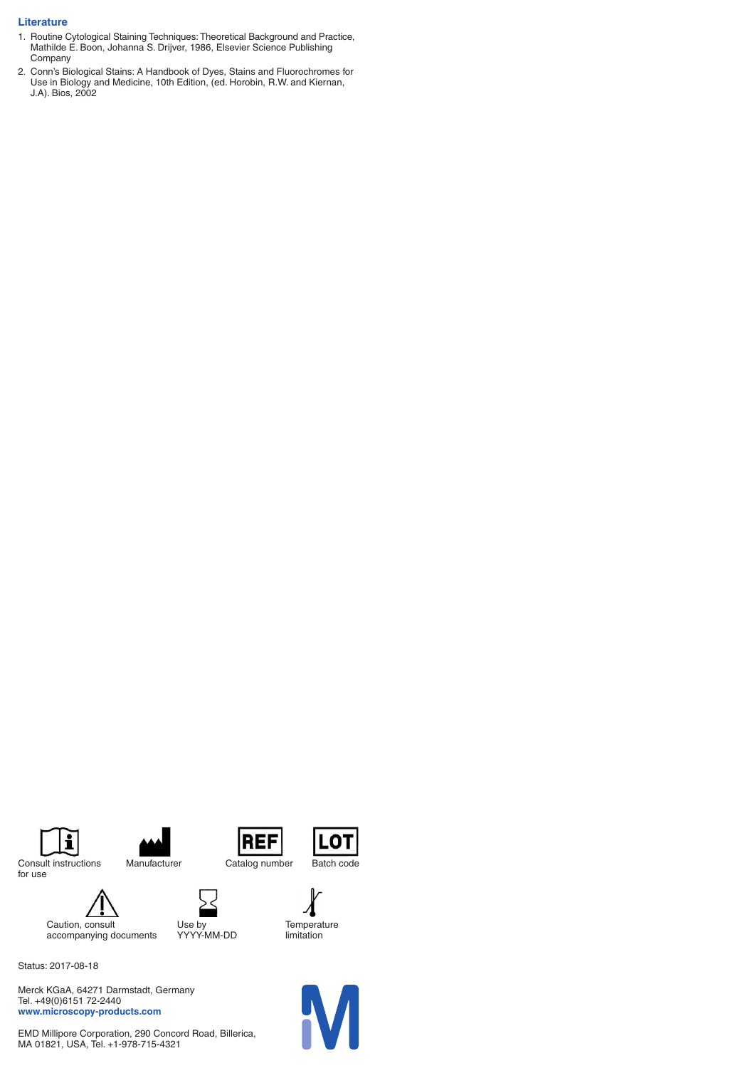## Literature

1. Routine Cytological Staining Techniques: Theoretical Background and Practice, Mathilde E. Boon, Johanna S. Drijver, 1986, Elsevier Science Publishing Company
2. Conn's Biological Stains: A Handbook of Dyes, Stains and Fluorochromes for Use in Biology and Medicine, 10th Edition, (ed. Horobin, R.W. and Kiernan, J.A). Bios, 2002

Consult instructions for use

Manufacturer

REF
Catalog number

LOT
Batch code

Caution, consult accompanying documents

Use by YYYY-MM-DD

Temperature limitation

Status: 2017-08-18

Merck KGaA, 64271 Darmstadt, Germany
Tel. +49(0)6151 72-2440
**www.microscopy-products.com**

EMD Millipore Corporation, 290 Concord Road, Billerica, MA 01821, USA, Tel. +1-978-715-4321